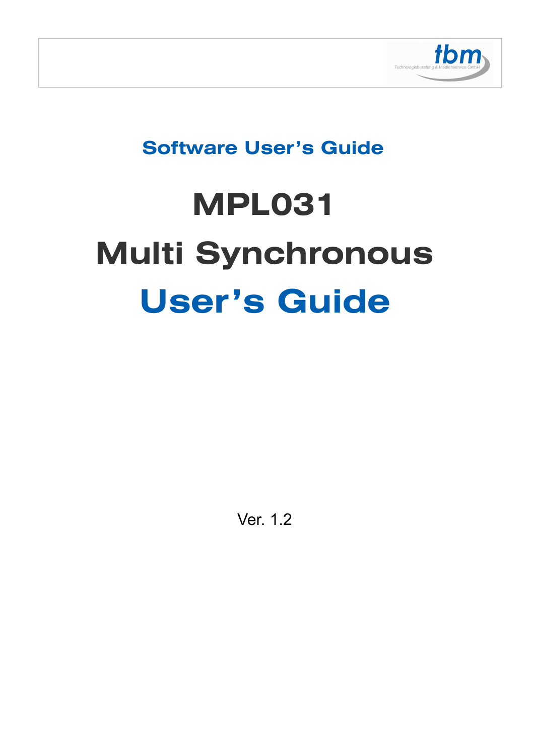tbm

Technologieberatung & Medienservice GmbH

## Software User's Guide

# MPL031

# Multi Synchronous

# User's Guide

Ver. 1.2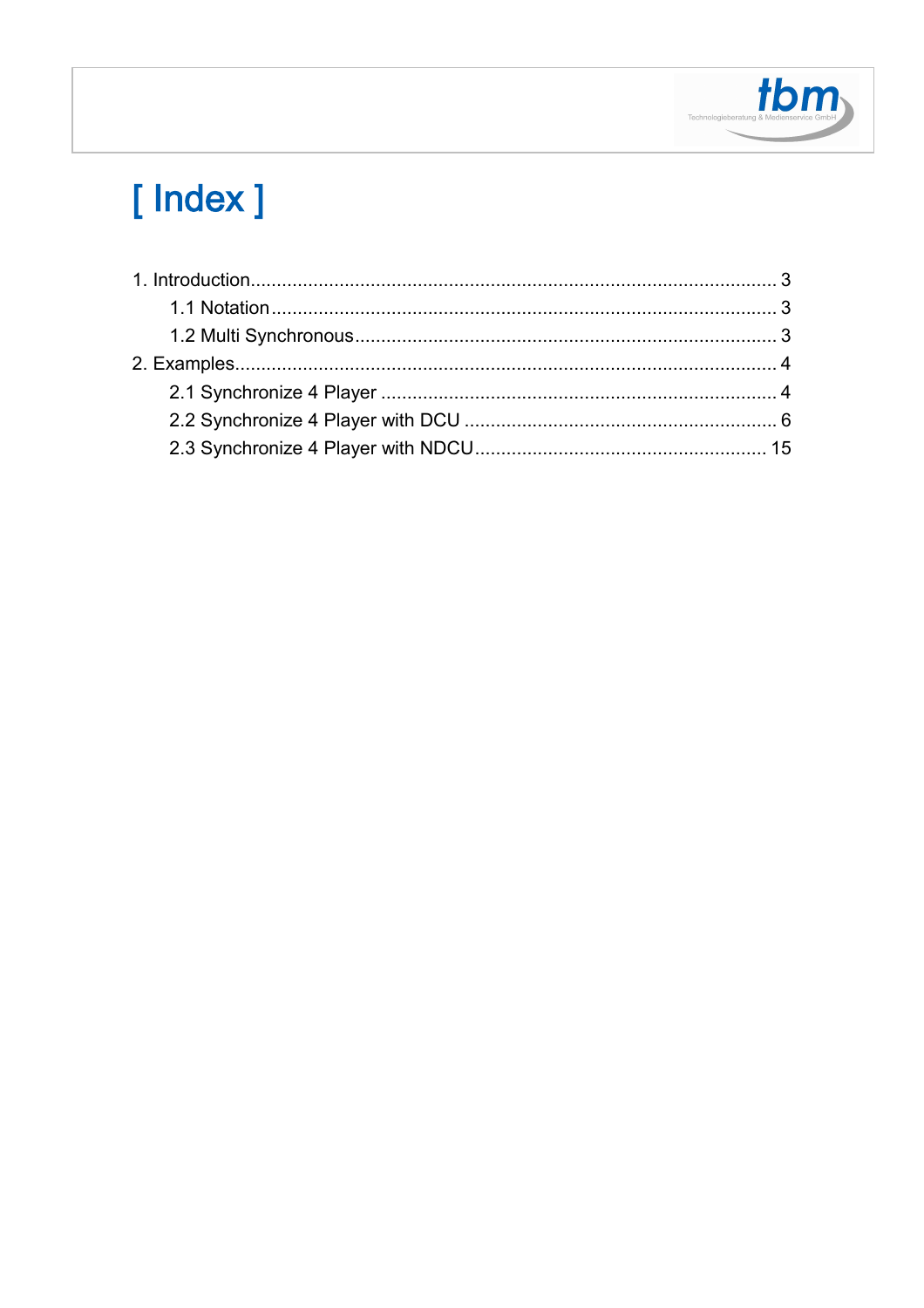# [ Index ]

1. Introduction .................................................................................................... 3
   - 1.1 Notation ................................................................................................ 3
   - 1.2 Multi Synchronous ................................................................................ 3
2. Examples ....................................................................................................... 4
   - 2.1 Synchronize 4 Player ........................................................................... 4
   - 2.2 Synchronize 4 Player with DCU ............................................................ 6
   - 2.3 Synchronize 4 Player with NDCU ....................................................... 15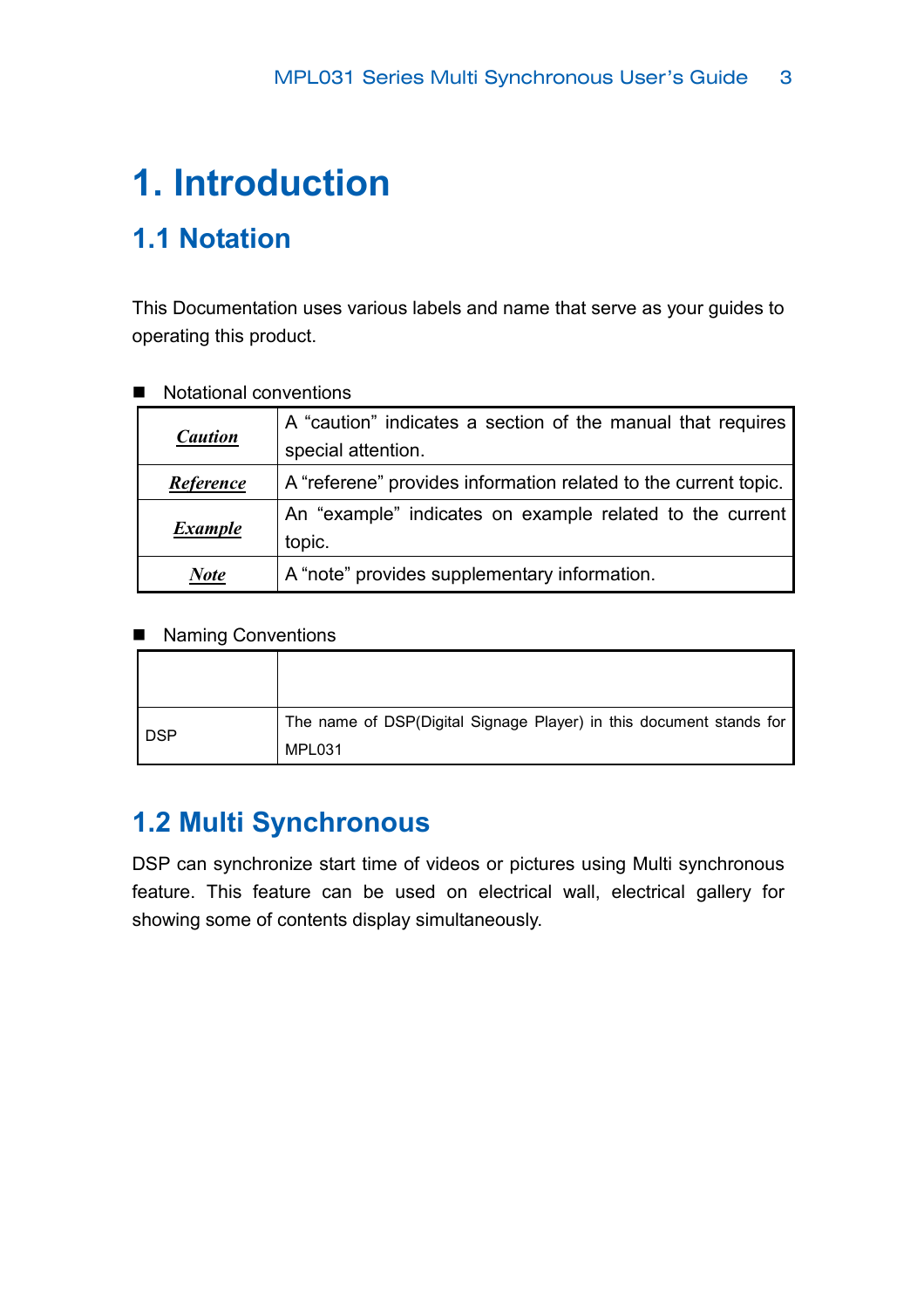# 1. Introduction

## 1.1 Notation

This Documentation uses various labels and name that serve as your guides to operating this product.

- Notational conventions

| | |
|---|---|
| ***Caution*** | A “caution” indicates a section of the manual that requires special attention. |
| ***Reference*** | A “referene” provides information related to the current topic. |
| ***Example*** | An “example” indicates on example related to the current topic. |
| ***Note*** | A “note” provides supplementary information. |

- Naming Conventions

| | |
|---|---|
| DSP | The name of DSP(Digital Signage Player) in this document stands for MPL031 |

## 1.2 Multi Synchronous

DSP can synchronize start time of videos or pictures using Multi synchronous feature. This feature can be used on electrical wall, electrical gallery for showing some of contents display simultaneously.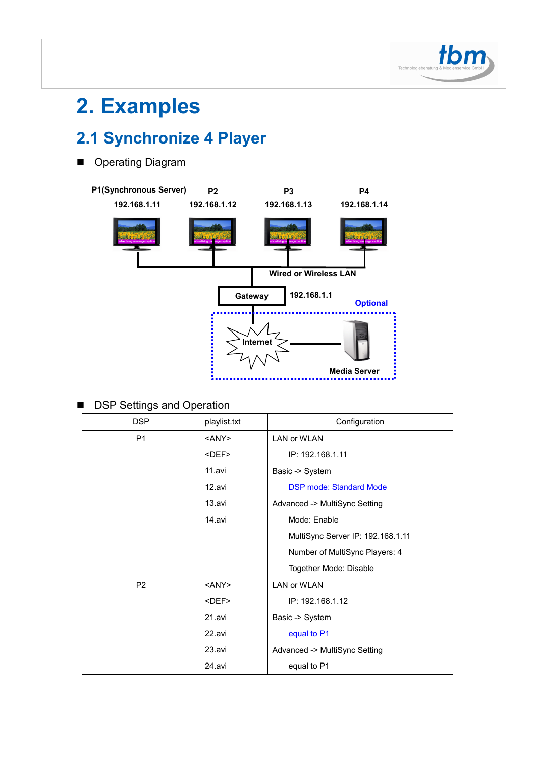# 2. Examples

## 2.1 Synchronize 4 Player

- Operating Diagram

P1(Synchronous Server) 192.168.1.11 — P2 192.168.1.12 — P3 192.168.1.13 — P4 192.168.1.14

Wired or Wireless LAN

Gateway 192.168.1.1

Optional

Internet — Media Server

- DSP Settings and Operation

| DSP | playlist.txt | Configuration |
|---|---|---|
| P1 | <ANY><br><DEF><br>11.avi<br>12.avi<br>13.avi<br>14.avi | LAN or WLAN<br>IP: 192.168.1.11<br>Basic -> System<br>DSP mode: Standard Mode<br>Advanced -> MultiSync Setting<br>Mode: Enable<br>MultiSync Server IP: 192.168.1.11<br>Number of MultiSync Players: 4<br>Together Mode: Disable |
| P2 | <ANY><br><DEF><br>21.avi<br>22.avi<br>23.avi<br>24.avi | LAN or WLAN<br>IP: 192.168.1.12<br>Basic -> System<br>equal to P1<br>Advanced -> MultiSync Setting<br>equal to P1 |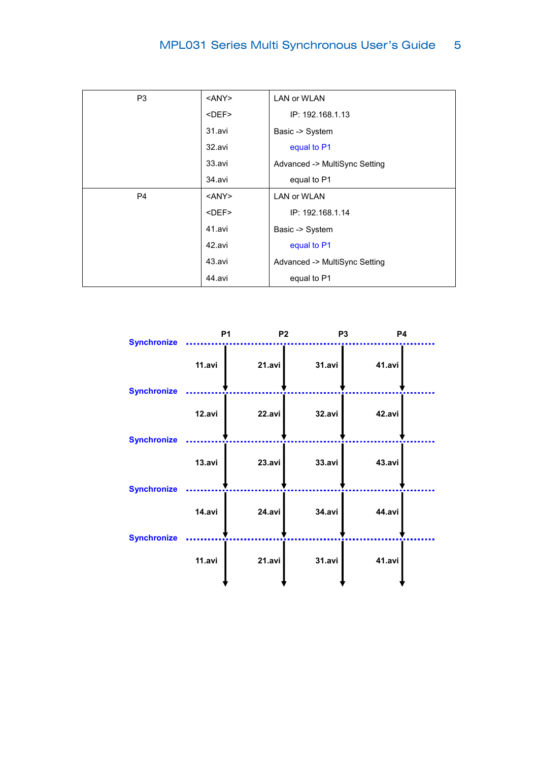| | | |
|---|---|---|
| P3 | <ANY><br><DEF><br>31.avi<br>32.avi<br>33.avi<br>34.avi | LAN or WLAN<br>IP: 192.168.1.13<br>Basic -> System<br>equal to P1<br>Advanced -> MultiSync Setting<br>equal to P1 |
| P4 | <ANY><br><DEF><br>41.avi<br>42.avi<br>43.avi<br>44.avi | LAN or WLAN<br>IP: 192.168.1.14<br>Basic -> System<br>equal to P1<br>Advanced -> MultiSync Setting<br>equal to P1 |

| | P1 | P2 | P3 | P4 |
|---|---|---|---|---|
| Synchronize | | | | |
| | 11.avi | 21.avi | 31.avi | 41.avi |
| Synchronize | | | | |
| | 12.avi | 22.avi | 32.avi | 42.avi |
| Synchronize | | | | |
| | 13.avi | 23.avi | 33.avi | 43.avi |
| Synchronize | | | | |
| | 14.avi | 24.avi | 34.avi | 44.avi |
| Synchronize | | | | |
| | 11.avi | 21.avi | 31.avi | 41.avi |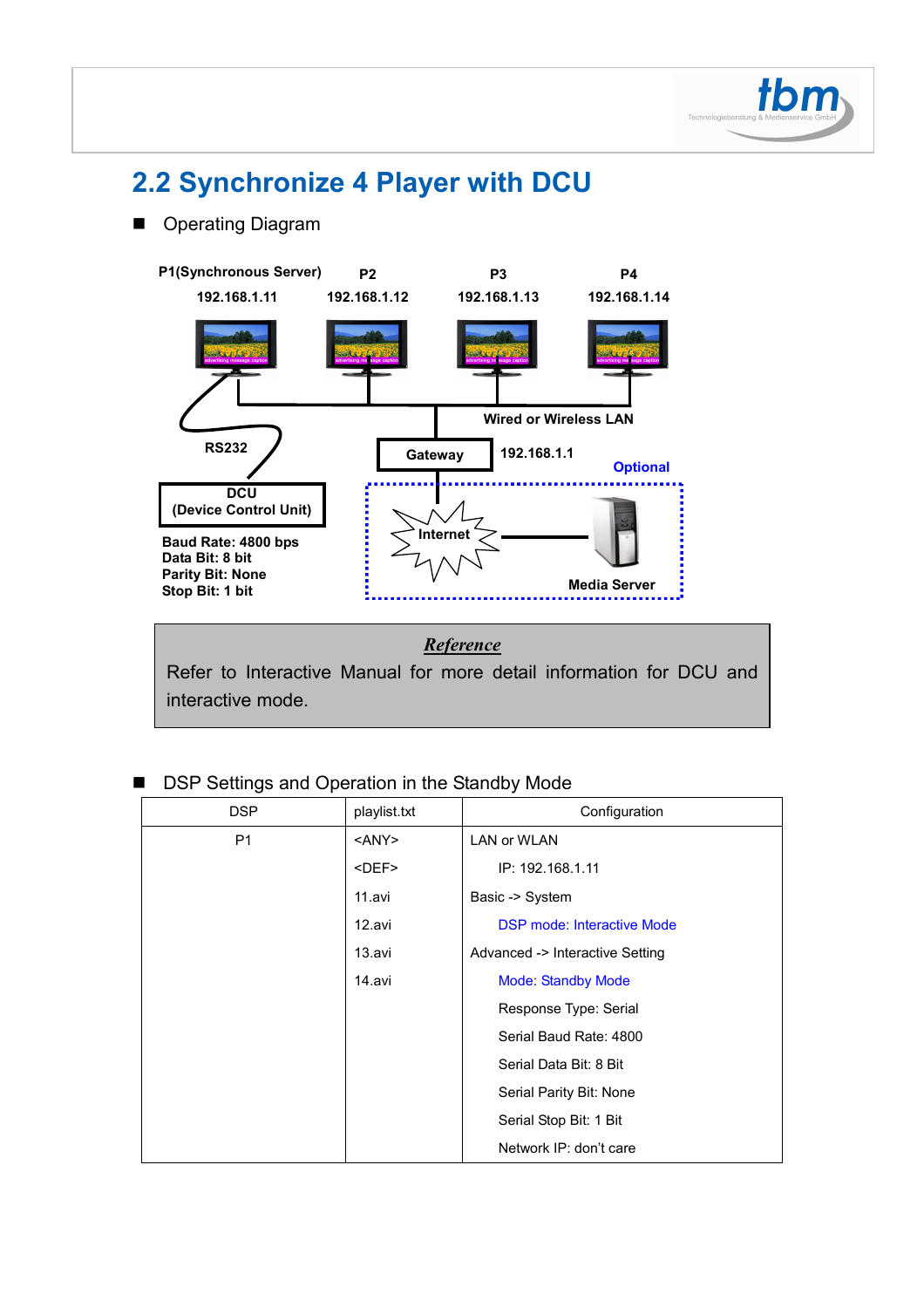## 2.2 Synchronize 4 Player with DCU

- Operating Diagram

P1(Synchronous Server) P2 P3 P4

192.168.1.11 192.168.1.12 192.168.1.13 192.168.1.14

Wired or Wireless LAN

RS232

Gateway 192.168.1.1

Optional

DCU (Device Control Unit)

Internet

Media Server

**Baud Rate: 4800 bps**
**Data Bit: 8 bit**
**Parity Bit: None**
**Stop Bit: 1 bit**

> ***Reference***
>
> Refer to Interactive Manual for more detail information for DCU and interactive mode.

- DSP Settings and Operation in the Standby Mode

| DSP | playlist.txt | Configuration |
|---|---|---|
| P1 | <ANY> | LAN or WLAN |
| | <DEF> | IP: 192.168.1.11 |
| | 11.avi | Basic -> System |
| | 12.avi | DSP mode: Interactive Mode |
| | 13.avi | Advanced -> Interactive Setting |
| | 14.avi | Mode: Standby Mode |
| | | Response Type: Serial |
| | | Serial Baud Rate: 4800 |
| | | Serial Data Bit: 8 Bit |
| | | Serial Parity Bit: None |
| | | Serial Stop Bit: 1 Bit |
| | | Network IP: don't care |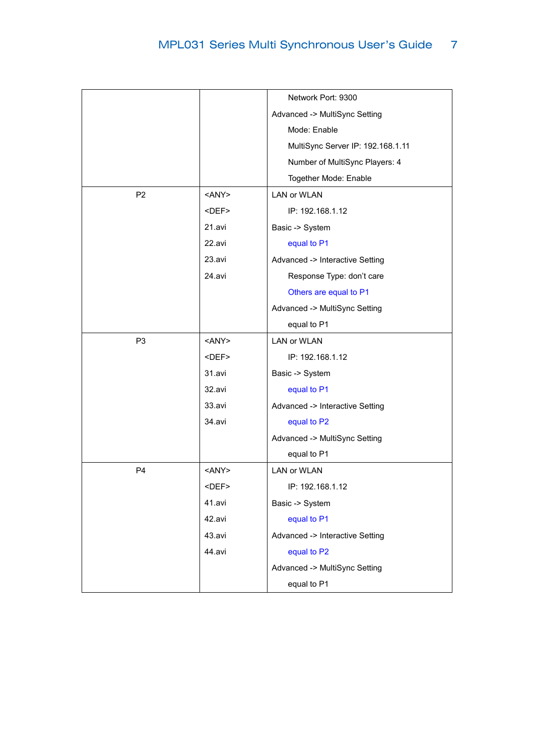| | | |
|---|---|---|
| | | Network Port: 9300<br>Advanced -> MultiSync Setting<br>Mode: Enable<br>MultiSync Server IP: 192.168.1.11<br>Number of MultiSync Players: 4<br>Together Mode: Enable |
| P2 | <ANY><br><DEF><br>21.avi<br>22.avi<br>23.avi<br>24.avi | LAN or WLAN<br>IP: 192.168.1.12<br>Basic -> System<br>equal to P1<br>Advanced -> Interactive Setting<br>Response Type: don't care<br>Others are equal to P1<br>Advanced -> MultiSync Setting<br>equal to P1 |
| P3 | <ANY><br><DEF><br>31.avi<br>32.avi<br>33.avi<br>34.avi | LAN or WLAN<br>IP: 192.168.1.12<br>Basic -> System<br>equal to P1<br>Advanced -> Interactive Setting<br>equal to P2<br>Advanced -> MultiSync Setting<br>equal to P1 |
| P4 | <ANY><br><DEF><br>41.avi<br>42.avi<br>43.avi<br>44.avi | LAN or WLAN<br>IP: 192.168.1.12<br>Basic -> System<br>equal to P1<br>Advanced -> Interactive Setting<br>equal to P2<br>Advanced -> MultiSync Setting<br>equal to P1 |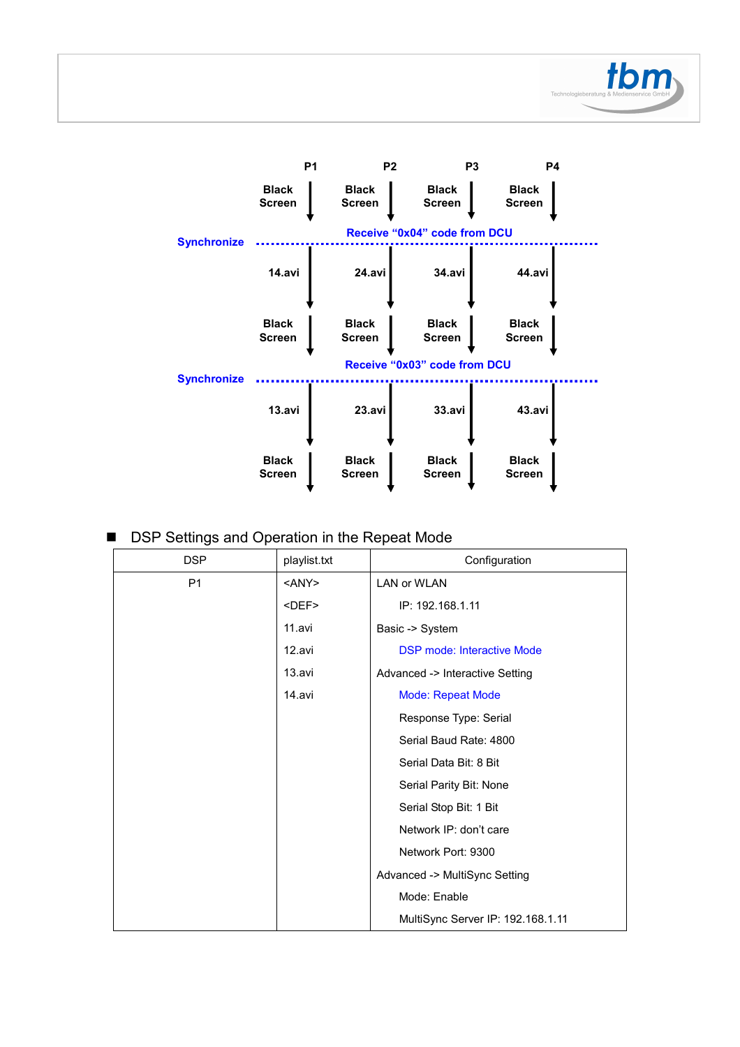| | P1 | P2 | P3 | P4 |
|---|---|---|---|---|
| | Black Screen | Black Screen | Black Screen | Black Screen |
| Synchronize | Receive "0x04" code from DCU | | | |
| | 14.avi | 24.avi | 34.avi | 44.avi |
| | Black Screen | Black Screen | Black Screen | Black Screen |
| Synchronize | Receive "0x03" code from DCU | | | |
| | 13.avi | 23.avi | 33.avi | 43.avi |
| | Black Screen | Black Screen | Black Screen | Black Screen |

- DSP Settings and Operation in the Repeat Mode

| DSP | playlist.txt | Configuration |
|---|---|---|
| P1 | <ANY><br><DEF><br>11.avi<br>12.avi<br>13.avi<br>14.avi | LAN or WLAN<br>IP: 192.168.1.11<br>Basic -> System<br>DSP mode: Interactive Mode<br>Advanced -> Interactive Setting<br>Mode: Repeat Mode<br>Response Type: Serial<br>Serial Baud Rate: 4800<br>Serial Data Bit: 8 Bit<br>Serial Parity Bit: None<br>Serial Stop Bit: 1 Bit<br>Network IP: don't care<br>Network Port: 9300<br>Advanced -> MultiSync Setting<br>Mode: Enable<br>MultiSync Server IP: 192.168.1.11 |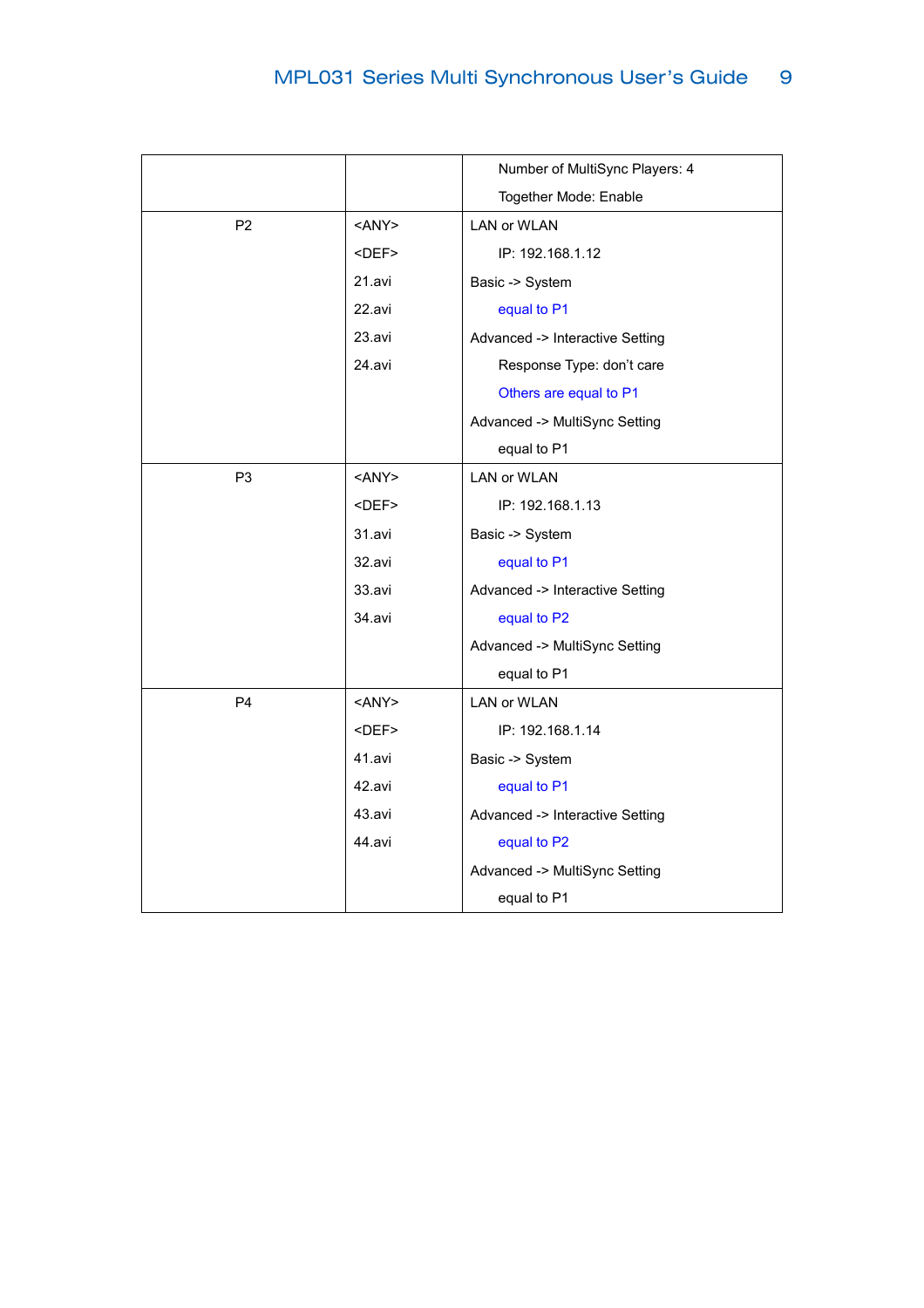| | | |
|---|---|---|
| | | Number of MultiSync Players: 4<br>Together Mode: Enable |
| P2 | <ANY><br><DEF><br>21.avi<br>22.avi<br>23.avi<br>24.avi | LAN or WLAN<br>IP: 192.168.1.12<br>Basic -> System<br>equal to P1<br>Advanced -> Interactive Setting<br>Response Type: don't care<br>Others are equal to P1<br>Advanced -> MultiSync Setting<br>equal to P1 |
| P3 | <ANY><br><DEF><br>31.avi<br>32.avi<br>33.avi<br>34.avi | LAN or WLAN<br>IP: 192.168.1.13<br>Basic -> System<br>equal to P1<br>Advanced -> Interactive Setting<br>equal to P2<br>Advanced -> MultiSync Setting<br>equal to P1 |
| P4 | <ANY><br><DEF><br>41.avi<br>42.avi<br>43.avi<br>44.avi | LAN or WLAN<br>IP: 192.168.1.14<br>Basic -> System<br>equal to P1<br>Advanced -> Interactive Setting<br>equal to P2<br>Advanced -> MultiSync Setting<br>equal to P1 |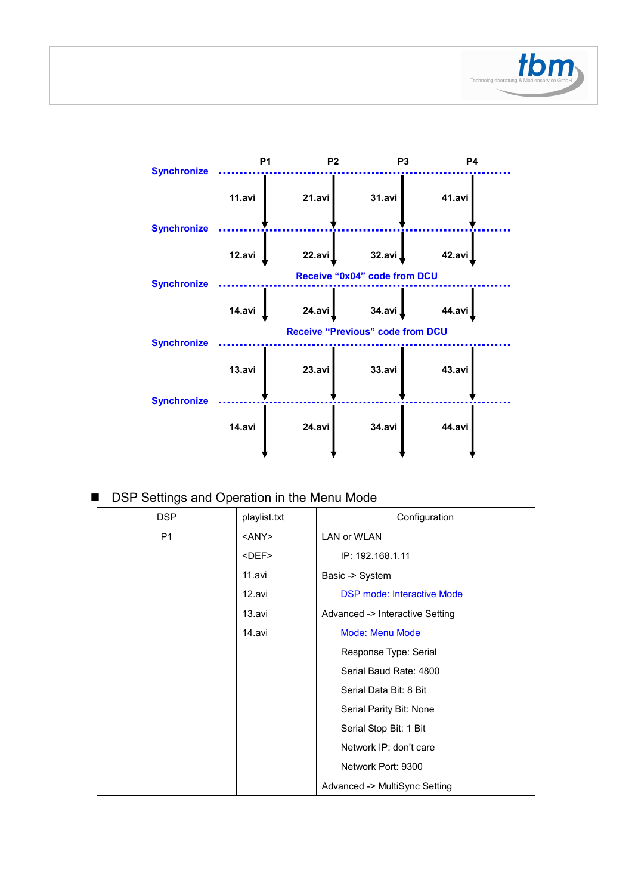| | P1 | P2 | P3 | P4 |
|---|---|---|---|---|
| Synchronize | | | | |
| | 11.avi | 21.avi | 31.avi | 41.avi |
| Synchronize | | | | |
| | 12.avi | 22.avi | 32.avi | 42.avi |
| Receive “0x04” code from DCU | | | | |
| Synchronize | | | | |
| | 14.avi | 24.avi | 34.avi | 44.avi |
| Receive “Previous” code from DCU | | | | |
| Synchronize | | | | |
| | 13.avi | 23.avi | 33.avi | 43.avi |
| Synchronize | | | | |
| | 14.avi | 24.avi | 34.avi | 44.avi |

- DSP Settings and Operation in the Menu Mode

| DSP | playlist.txt | Configuration |
|---|---|---|
| P1 | <ANY> | LAN or WLAN |
| | <DEF> | IP: 192.168.1.11 |
| | 11.avi | Basic -> System |
| | 12.avi | DSP mode: Interactive Mode |
| | 13.avi | Advanced -> Interactive Setting |
| | 14.avi | Mode: Menu Mode |
| | | Response Type: Serial |
| | | Serial Baud Rate: 4800 |
| | | Serial Data Bit: 8 Bit |
| | | Serial Parity Bit: None |
| | | Serial Stop Bit: 1 Bit |
| | | Network IP: don’t care |
| | | Network Port: 9300 |
| | | Advanced -> MultiSync Setting |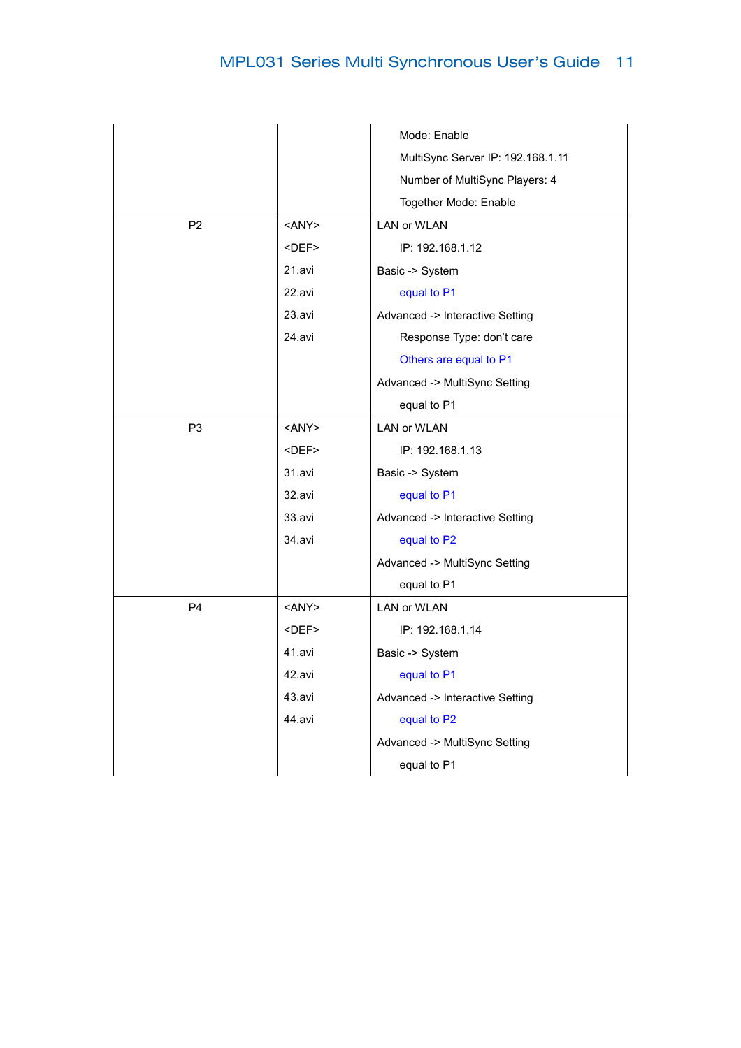| | | |
|---|---|---|
| | | Mode: Enable<br>MultiSync Server IP: 192.168.1.11<br>Number of MultiSync Players: 4<br>Together Mode: Enable |
| P2 | <ANY><br><DEF><br>21.avi<br>22.avi<br>23.avi<br>24.avi | LAN or WLAN<br>IP: 192.168.1.12<br>Basic -> System<br>equal to P1<br>Advanced -> Interactive Setting<br>Response Type: don't care<br>Others are equal to P1<br>Advanced -> MultiSync Setting<br>equal to P1 |
| P3 | <ANY><br><DEF><br>31.avi<br>32.avi<br>33.avi<br>34.avi | LAN or WLAN<br>IP: 192.168.1.13<br>Basic -> System<br>equal to P1<br>Advanced -> Interactive Setting<br>equal to P2<br>Advanced -> MultiSync Setting<br>equal to P1 |
| P4 | <ANY><br><DEF><br>41.avi<br>42.avi<br>43.avi<br>44.avi | LAN or WLAN<br>IP: 192.168.1.14<br>Basic -> System<br>equal to P1<br>Advanced -> Interactive Setting<br>equal to P2<br>Advanced -> MultiSync Setting<br>equal to P1 |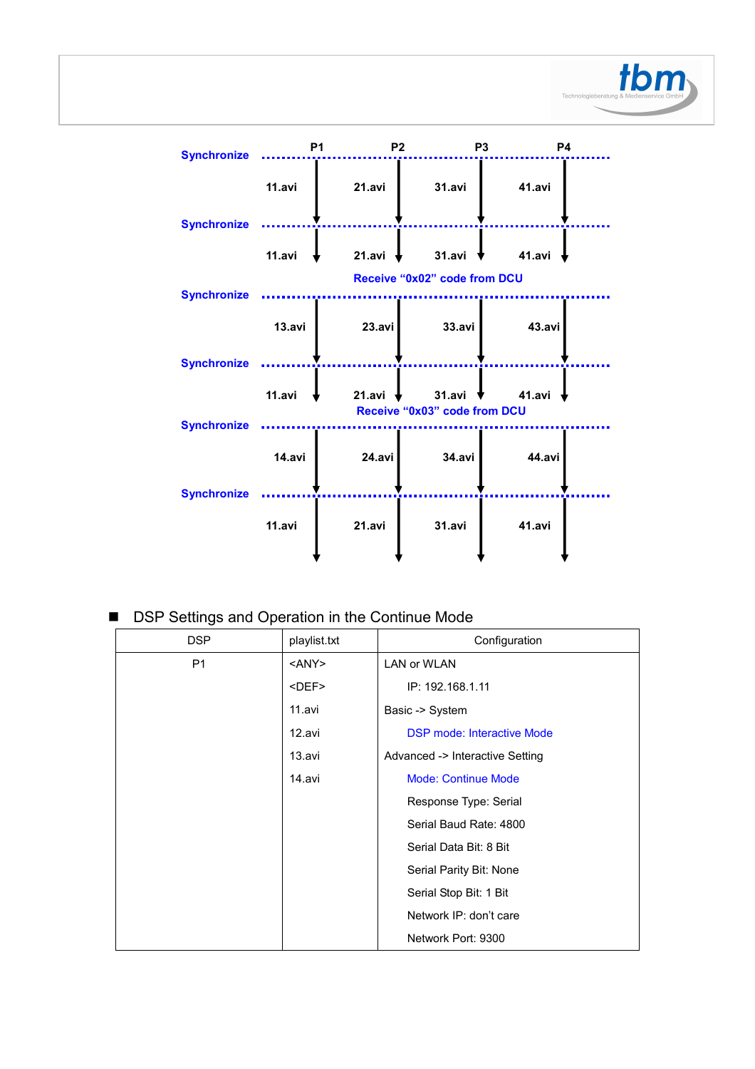| | P1 | P2 | P3 | P4 |
|---|---|---|---|---|
| Synchronize | | | | |
| | 11.avi | 21.avi | 31.avi | 41.avi |
| Synchronize | | | | |
| | 11.avi | 21.avi | 31.avi | 41.avi |
| Receive "0x02" code from DCU | | | | |
| Synchronize | | | | |
| | 13.avi | 23.avi | 33.avi | 43.avi |
| Synchronize | | | | |
| | 11.avi | 21.avi | 31.avi | 41.avi |
| Receive "0x03" code from DCU | | | | |
| Synchronize | | | | |
| | 14.avi | 24.avi | 34.avi | 44.avi |
| Synchronize | | | | |
| | 11.avi | 21.avi | 31.avi | 41.avi |

## DSP Settings and Operation in the Continue Mode

| DSP | playlist.txt | Configuration |
|---|---|---|
| P1 | <ANY> | LAN or WLAN |
| | <DEF> | IP: 192.168.1.11 |
| | 11.avi | Basic -> System |
| | 12.avi | DSP mode: Interactive Mode |
| | 13.avi | Advanced -> Interactive Setting |
| | 14.avi | Mode: Continue Mode |
| | | Response Type: Serial |
| | | Serial Baud Rate: 4800 |
| | | Serial Data Bit: 8 Bit |
| | | Serial Parity Bit: None |
| | | Serial Stop Bit: 1 Bit |
| | | Network IP: don't care |
| | | Network Port: 9300 |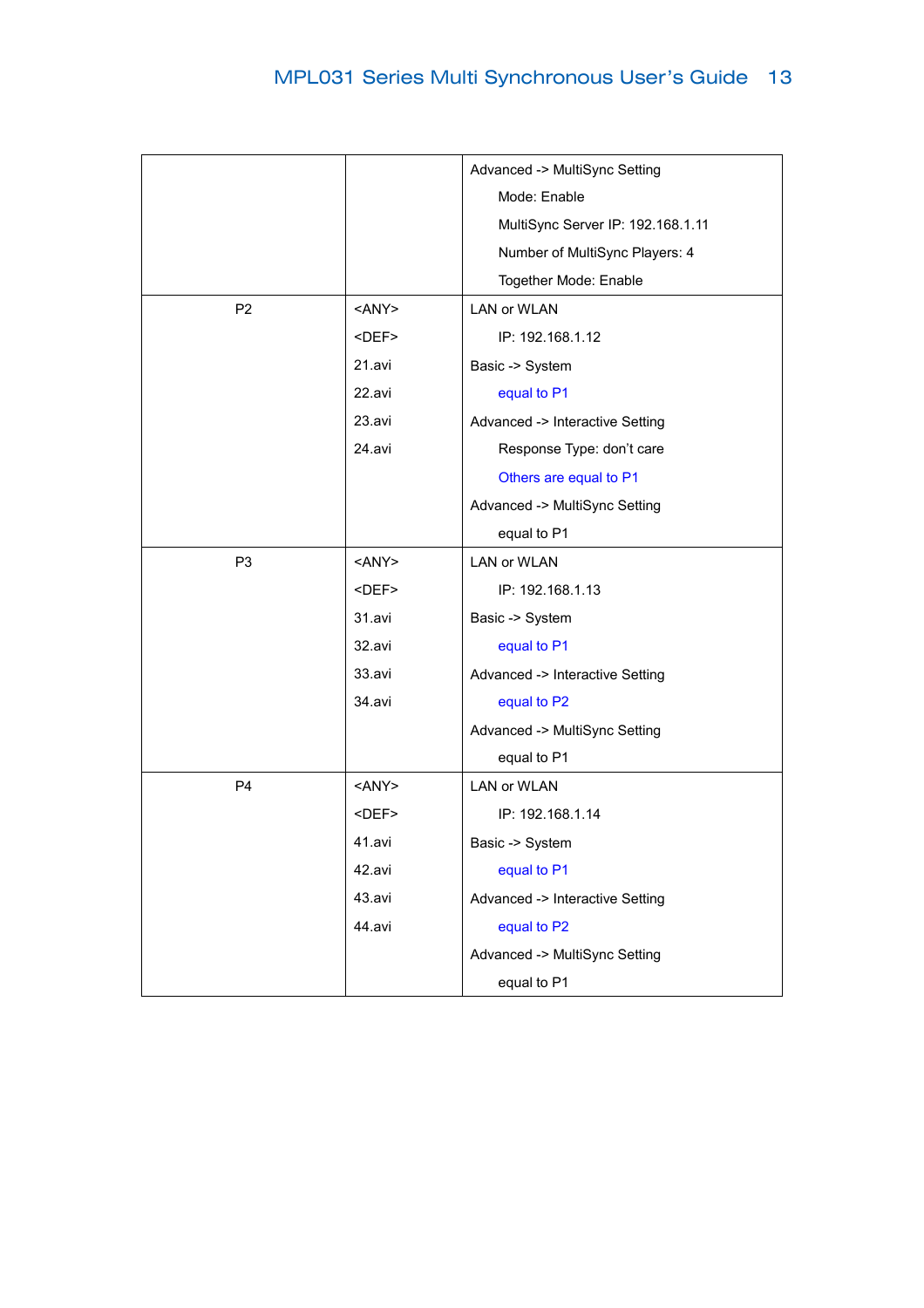| | | |
|---|---|---|
| | | Advanced -> MultiSync Setting<br>Mode: Enable<br>MultiSync Server IP: 192.168.1.11<br>Number of MultiSync Players: 4<br>Together Mode: Enable |
| P2 | <ANY><br><DEF><br>21.avi<br>22.avi<br>23.avi<br>24.avi | LAN or WLAN<br>IP: 192.168.1.12<br>Basic -> System<br>equal to P1<br>Advanced -> Interactive Setting<br>Response Type: don't care<br>Others are equal to P1<br>Advanced -> MultiSync Setting<br>equal to P1 |
| P3 | <ANY><br><DEF><br>31.avi<br>32.avi<br>33.avi<br>34.avi | LAN or WLAN<br>IP: 192.168.1.13<br>Basic -> System<br>equal to P1<br>Advanced -> Interactive Setting<br>equal to P2<br>Advanced -> MultiSync Setting<br>equal to P1 |
| P4 | <ANY><br><DEF><br>41.avi<br>42.avi<br>43.avi<br>44.avi | LAN or WLAN<br>IP: 192.168.1.14<br>Basic -> System<br>equal to P1<br>Advanced -> Interactive Setting<br>equal to P2<br>Advanced -> MultiSync Setting<br>equal to P1 |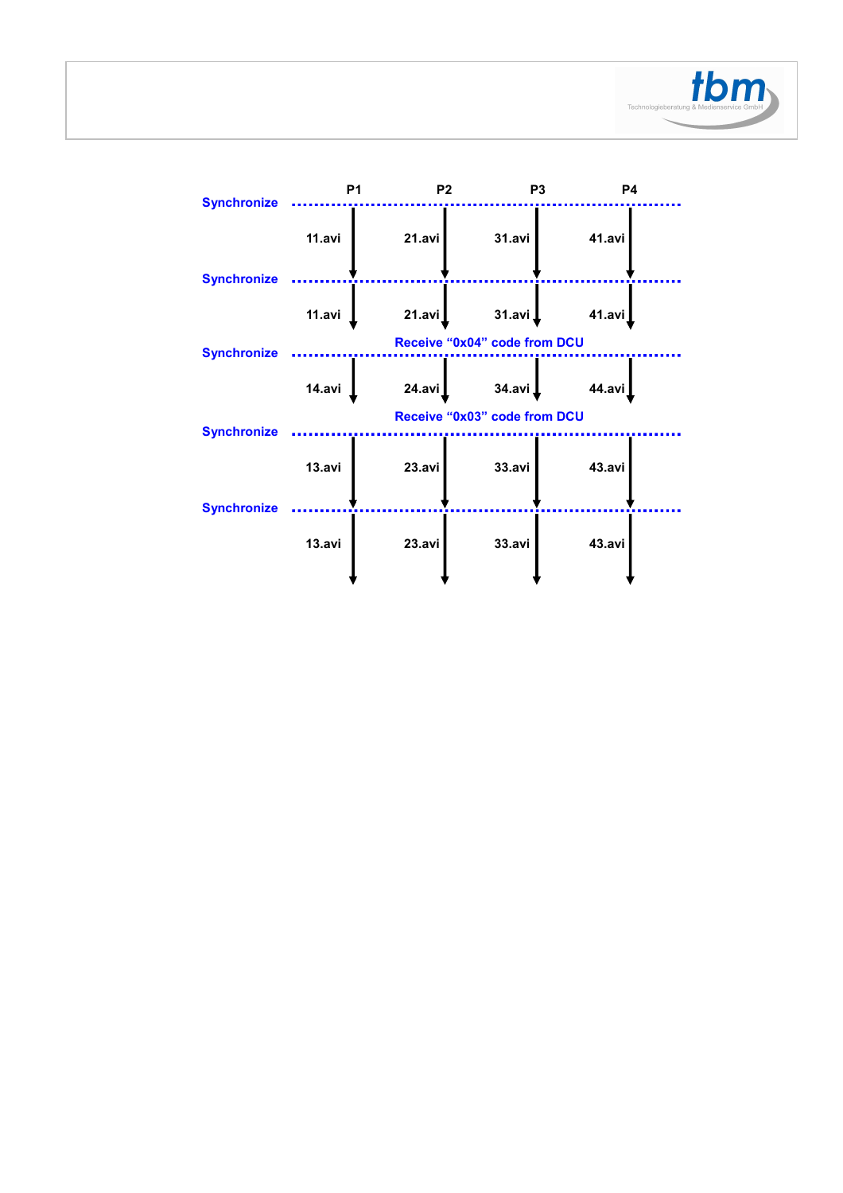| | P1 | P2 | P3 | P4 |
|---|---|---|---|---|
| Synchronize | | | | |
| | 11.avi | 21.avi | 31.avi | 41.avi |
| Synchronize | | | | |
| | 11.avi | 21.avi | 31.avi | 41.avi |
| | Receive “0x04” code from DCU | | | |
| Synchronize | | | | |
| | 14.avi | 24.avi | 34.avi | 44.avi |
| | Receive “0x03” code from DCU | | | |
| Synchronize | | | | |
| | 13.avi | 23.avi | 33.avi | 43.avi |
| Synchronize | | | | |
| | 13.avi | 23.avi | 33.avi | 43.avi |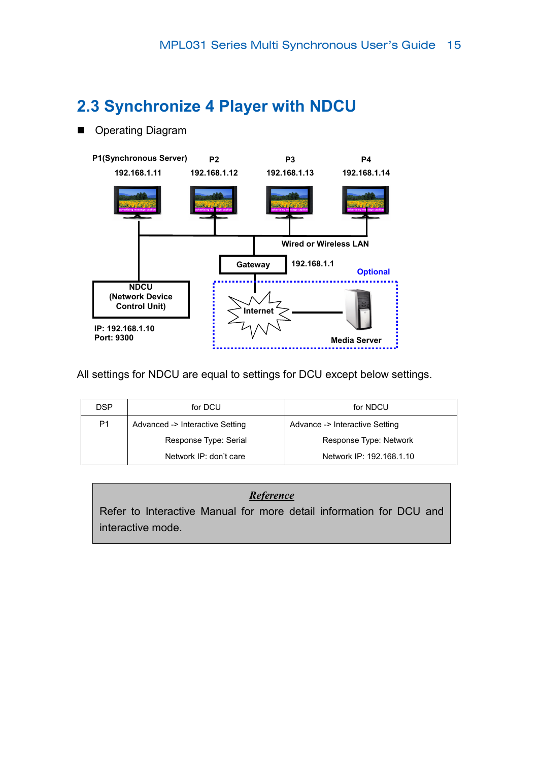## 2.3 Synchronize 4 Player with NDCU

- Operating Diagram

P1(Synchronous Server) 192.168.1.11 | P2 192.168.1.12 | P3 192.168.1.13 | P4 192.168.1.14

Wired or Wireless LAN

Gateway 192.168.1.1

Optional

NDCU (Network Device Control Unit)

IP: 192.168.1.10
Port: 9300

Internet

Media Server

All settings for NDCU are equal to settings for DCU except below settings.

| DSP | for DCU | for NDCU |
|---|---|---|
| P1 | Advanced -> Interactive Setting<br>Response Type: Serial<br>Network IP: don't care | Advance -> Interactive Setting<br>Response Type: Network<br>Network IP: 192.168.1.10 |

***Reference***

Refer to Interactive Manual for more detail information for DCU and interactive mode.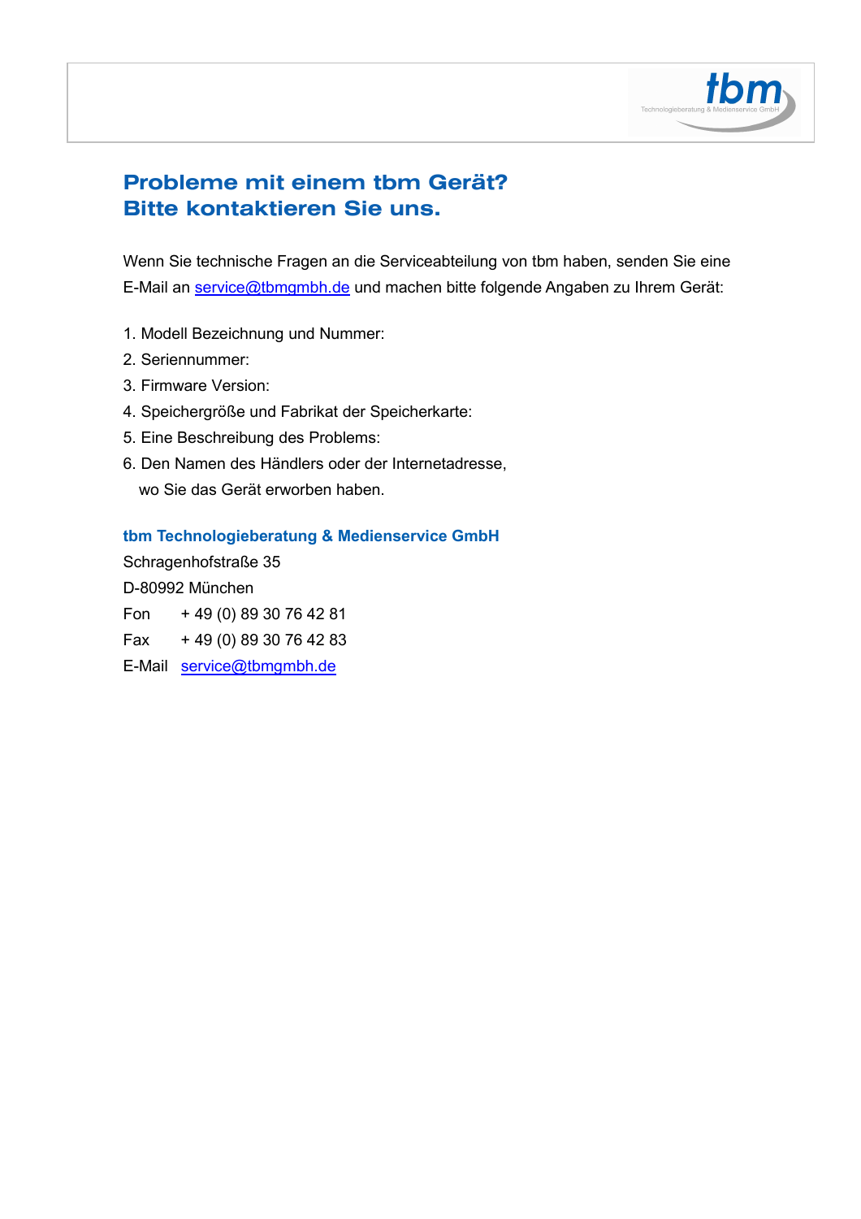## Probleme mit einem tbm Gerät?
## Bitte kontaktieren Sie uns.

Wenn Sie technische Fragen an die Serviceabteilung von tbm haben, senden Sie eine E-Mail an service@tbmgmbh.de und machen bitte folgende Angaben zu Ihrem Gerät:

1. Modell Bezeichnung und Nummer:
2. Seriennummer:
3. Firmware Version:
4. Speichergröße und Fabrikat der Speicherkarte:
5. Eine Beschreibung des Problems:
6. Den Namen des Händlers oder der Internetadresse, wo Sie das Gerät erworben haben.

**tbm Technologieberatung & Medienservice GmbH**

Schragenhofstraße 35
D-80992 München
Fon + 49 (0) 89 30 76 42 81
Fax + 49 (0) 89 30 76 42 83
E-Mail service@tbmgmbh.de